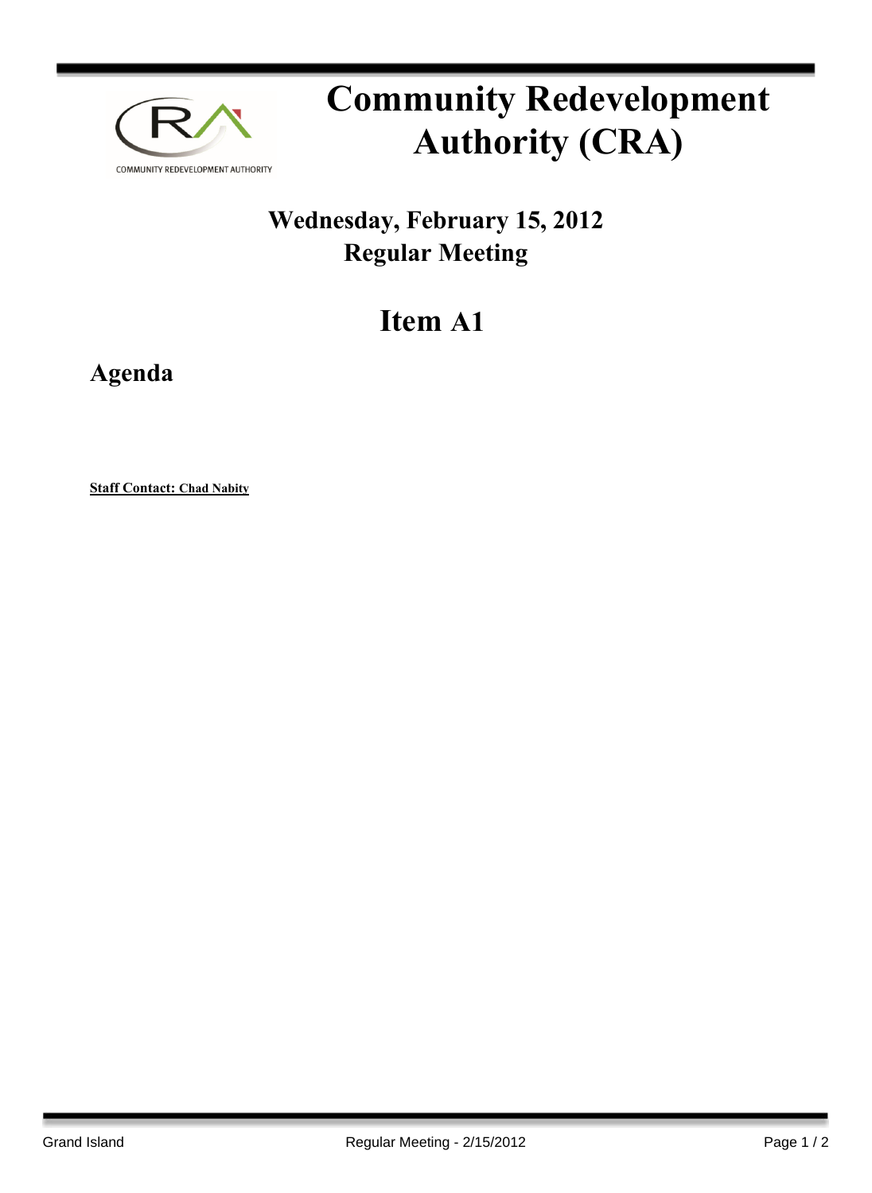# Community Redevelopment Authority (CRA)

## Wednesday, February 15, 2012
## Regular Meeting

# Item A1

## Agenda

**Staff Contact: Chad Nabity**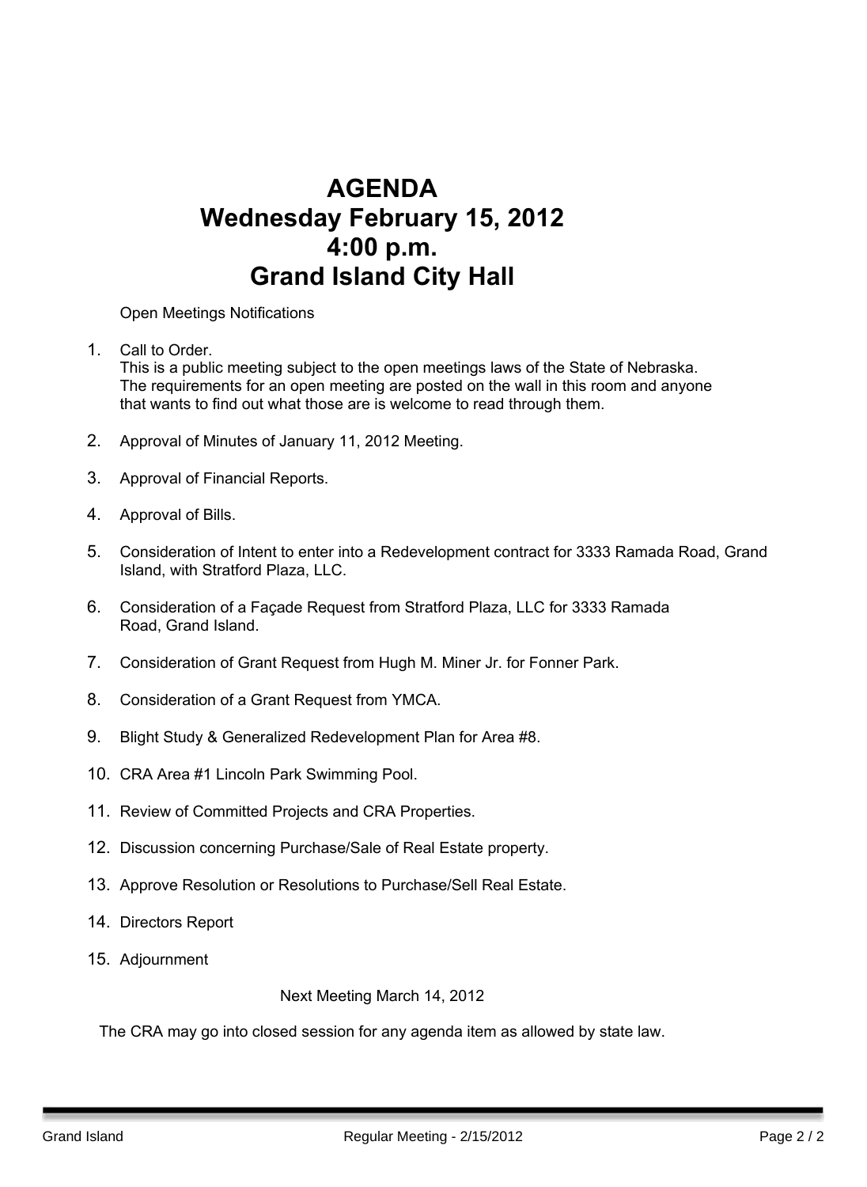# AGENDA
# Wednesday February 15, 2012
# 4:00 p.m.
# Grand Island City Hall

Open Meetings Notifications

1. Call to Order.
   This is a public meeting subject to the open meetings laws of the State of Nebraska. The requirements for an open meeting are posted on the wall in this room and anyone that wants to find out what those are is welcome to read through them.
2. Approval of Minutes of January 11, 2012 Meeting.
3. Approval of Financial Reports.
4. Approval of Bills.
5. Consideration of Intent to enter into a Redevelopment contract for 3333 Ramada Road, Grand Island, with Stratford Plaza, LLC.
6. Consideration of a Façade Request from Stratford Plaza, LLC for 3333 Ramada Road, Grand Island.
7. Consideration of Grant Request from Hugh M. Miner Jr. for Fonner Park.
8. Consideration of a Grant Request from YMCA.
9. Blight Study & Generalized Redevelopment Plan for Area #8.
10. CRA Area #1 Lincoln Park Swimming Pool.
11. Review of Committed Projects and CRA Properties.
12. Discussion concerning Purchase/Sale of Real Estate property.
13. Approve Resolution or Resolutions to Purchase/Sell Real Estate.
14. Directors Report
15. Adjournment

Next Meeting March 14, 2012

The CRA may go into closed session for any agenda item as allowed by state law.